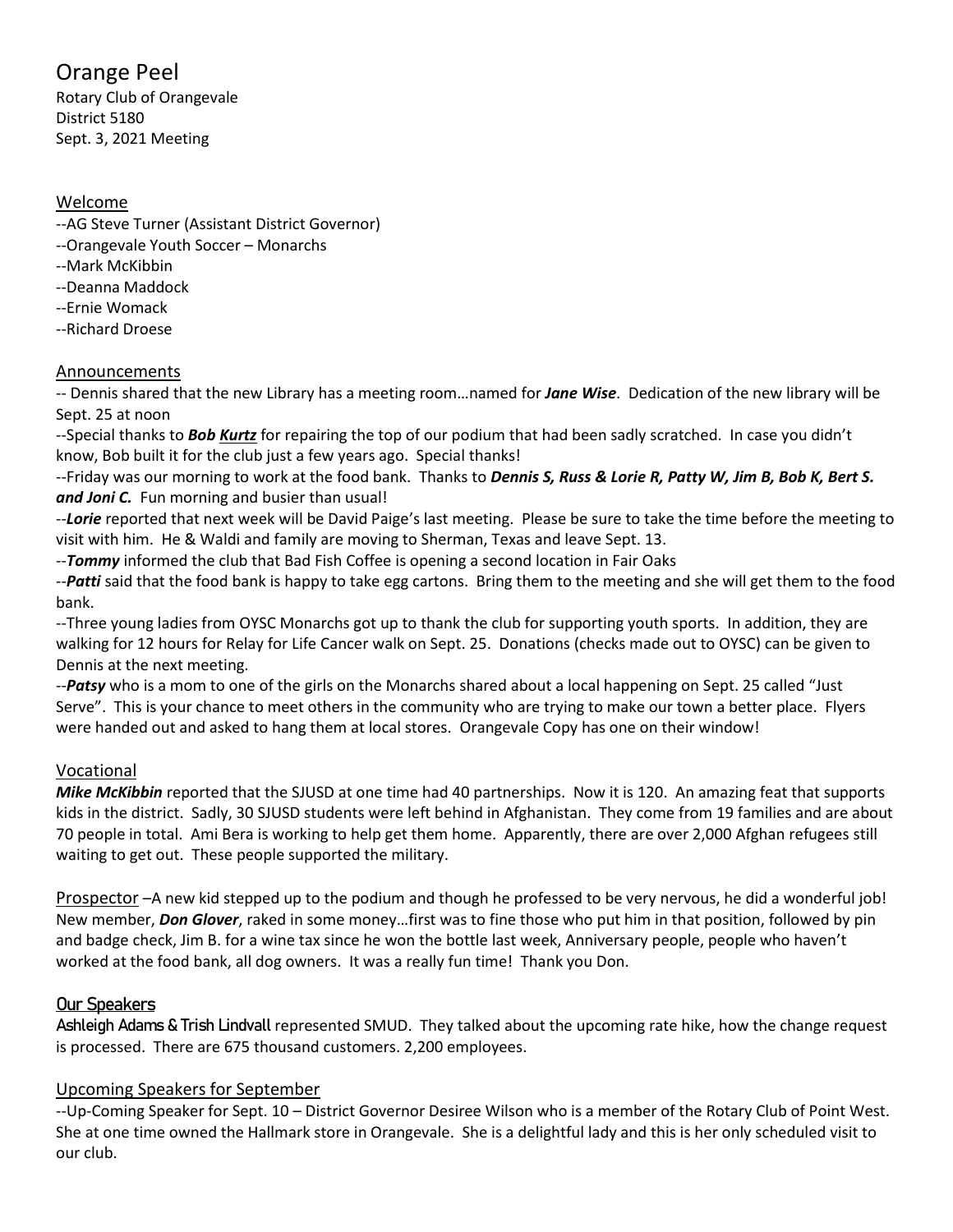# Orange Peel

Rotary Club of Orangevale
District 5180
Sept. 3, 2021 Meeting

## Welcome

--AG Steve Turner (Assistant District Governor)
--Orangevale Youth Soccer – Monarchs
--Mark McKibbin
--Deanna Maddock
--Ernie Womack
--Richard Droese

## Announcements

-- Dennis shared that the new Library has a meeting room…named for ***Jane Wise***. Dedication of the new library will be Sept. 25 at noon

--Special thanks to ***Bob Kurtz*** for repairing the top of our podium that had been sadly scratched. In case you didn't know, Bob built it for the club just a few years ago. Special thanks!

--Friday was our morning to work at the food bank. Thanks to ***Dennis S, Russ & Lorie R, Patty W, Jim B, Bob K, Bert S. and Joni C.*** Fun morning and busier than usual!

--***Lorie*** reported that next week will be David Paige's last meeting. Please be sure to take the time before the meeting to visit with him. He & Waldi and family are moving to Sherman, Texas and leave Sept. 13.

--***Tommy*** informed the club that Bad Fish Coffee is opening a second location in Fair Oaks

--***Patti*** said that the food bank is happy to take egg cartons. Bring them to the meeting and she will get them to the food bank.

--Three young ladies from OYSC Monarchs got up to thank the club for supporting youth sports. In addition, they are walking for 12 hours for Relay for Life Cancer walk on Sept. 25. Donations (checks made out to OYSC) can be given to Dennis at the next meeting.

--***Patsy*** who is a mom to one of the girls on the Monarchs shared about a local happening on Sept. 25 called "Just Serve". This is your chance to meet others in the community who are trying to make our town a better place. Flyers were handed out and asked to hang them at local stores. Orangevale Copy has one on their window!

## Vocational

***Mike McKibbin*** reported that the SJUSD at one time had 40 partnerships. Now it is 120. An amazing feat that supports kids in the district. Sadly, 30 SJUSD students were left behind in Afghanistan. They come from 19 families and are about 70 people in total. Ami Bera is working to help get them home. Apparently, there are over 2,000 Afghan refugees still waiting to get out. These people supported the military.

Prospector –A new kid stepped up to the podium and though he professed to be very nervous, he did a wonderful job! New member, ***Don Glover***, raked in some money…first was to fine those who put him in that position, followed by pin and badge check, Jim B. for a wine tax since he won the bottle last week, Anniversary people, people who haven't worked at the food bank, all dog owners. It was a really fun time! Thank you Don.

## Our Speakers

**Ashleigh Adams & Trish Lindvall** represented SMUD. They talked about the upcoming rate hike, how the change request is processed. There are 675 thousand customers. 2,200 employees.

## Upcoming Speakers for September

--Up-Coming Speaker for Sept. 10 – District Governor Desiree Wilson who is a member of the Rotary Club of Point West. She at one time owned the Hallmark store in Orangevale. She is a delightful lady and this is her only scheduled visit to our club.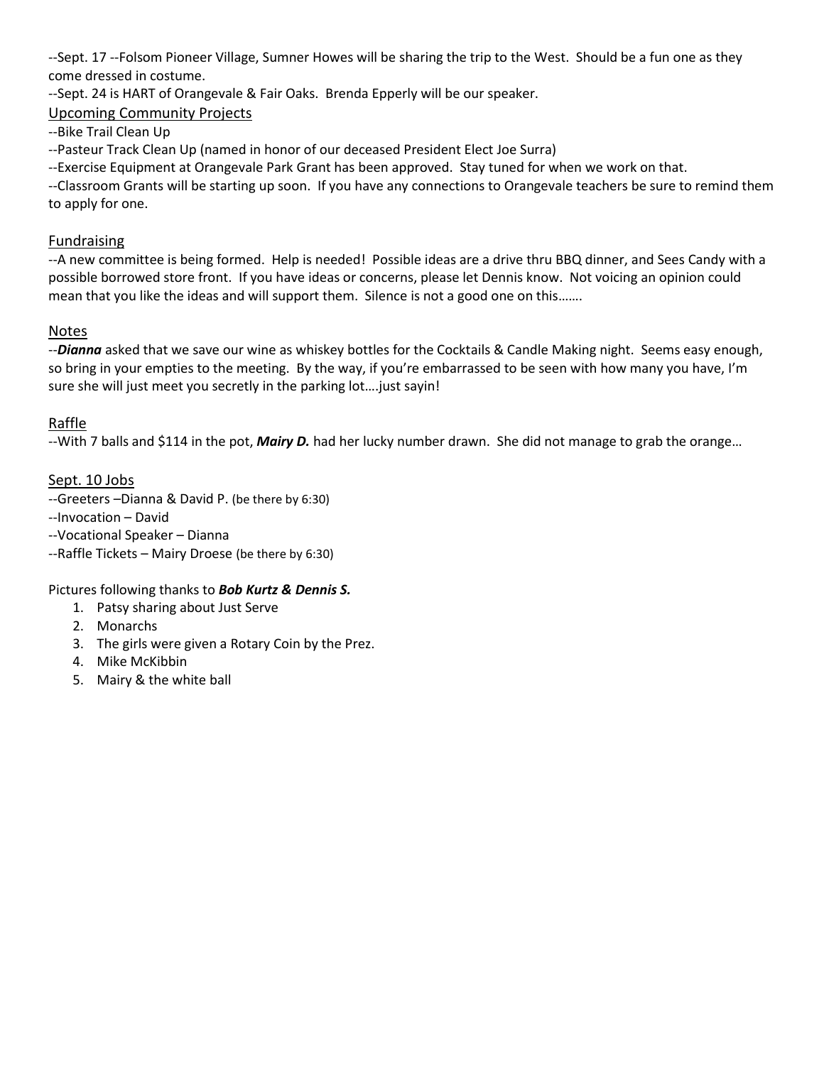--Sept. 17 --Folsom Pioneer Village, Sumner Howes will be sharing the trip to the West. Should be a fun one as they come dressed in costume.

--Sept. 24 is HART of Orangevale & Fair Oaks. Brenda Epperly will be our speaker.

## Upcoming Community Projects

--Bike Trail Clean Up

--Pasteur Track Clean Up (named in honor of our deceased President Elect Joe Surra)

--Exercise Equipment at Orangevale Park Grant has been approved. Stay tuned for when we work on that.

--Classroom Grants will be starting up soon. If you have any connections to Orangevale teachers be sure to remind them to apply for one.

## Fundraising

--A new committee is being formed. Help is needed! Possible ideas are a drive thru BBQ dinner, and Sees Candy with a possible borrowed store front. If you have ideas or concerns, please let Dennis know. Not voicing an opinion could mean that you like the ideas and will support them. Silence is not a good one on this…….

## Notes

--***Dianna*** asked that we save our wine as whiskey bottles for the Cocktails & Candle Making night. Seems easy enough, so bring in your empties to the meeting. By the way, if you're embarrassed to be seen with how many you have, I'm sure she will just meet you secretly in the parking lot….just sayin!

## Raffle

--With 7 balls and $114 in the pot, ***Mairy D.*** had her lucky number drawn. She did not manage to grab the orange…

## Sept. 10 Jobs

--Greeters –Dianna & David P. (be there by 6:30)

--Invocation – David

--Vocational Speaker – Dianna

--Raffle Tickets – Mairy Droese (be there by 6:30)

Pictures following thanks to ***Bob Kurtz & Dennis S.***

1. Patsy sharing about Just Serve
2. Monarchs
3. The girls were given a Rotary Coin by the Prez.
4. Mike McKibbin
5. Mairy & the white ball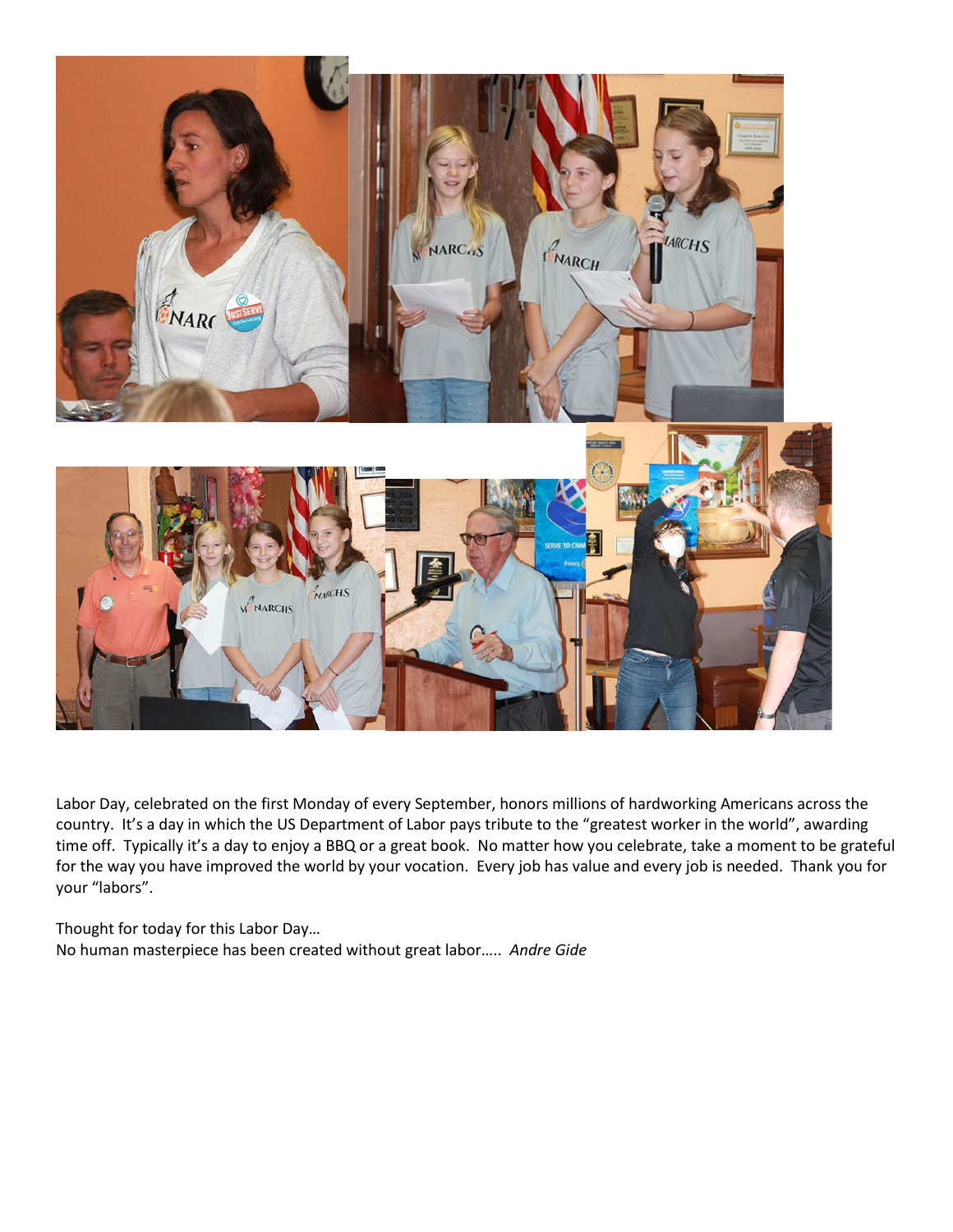Labor Day, celebrated on the first Monday of every September, honors millions of hardworking Americans across the country. It's a day in which the US Department of Labor pays tribute to the "greatest worker in the world", awarding time off. Typically it's a day to enjoy a BBQ or a great book. No matter how you celebrate, take a moment to be grateful for the way you have improved the world by your vocation. Every job has value and every job is needed. Thank you for your "labors".

Thought for today for this Labor Day…
No human masterpiece has been created without great labor….. *Andre Gide*